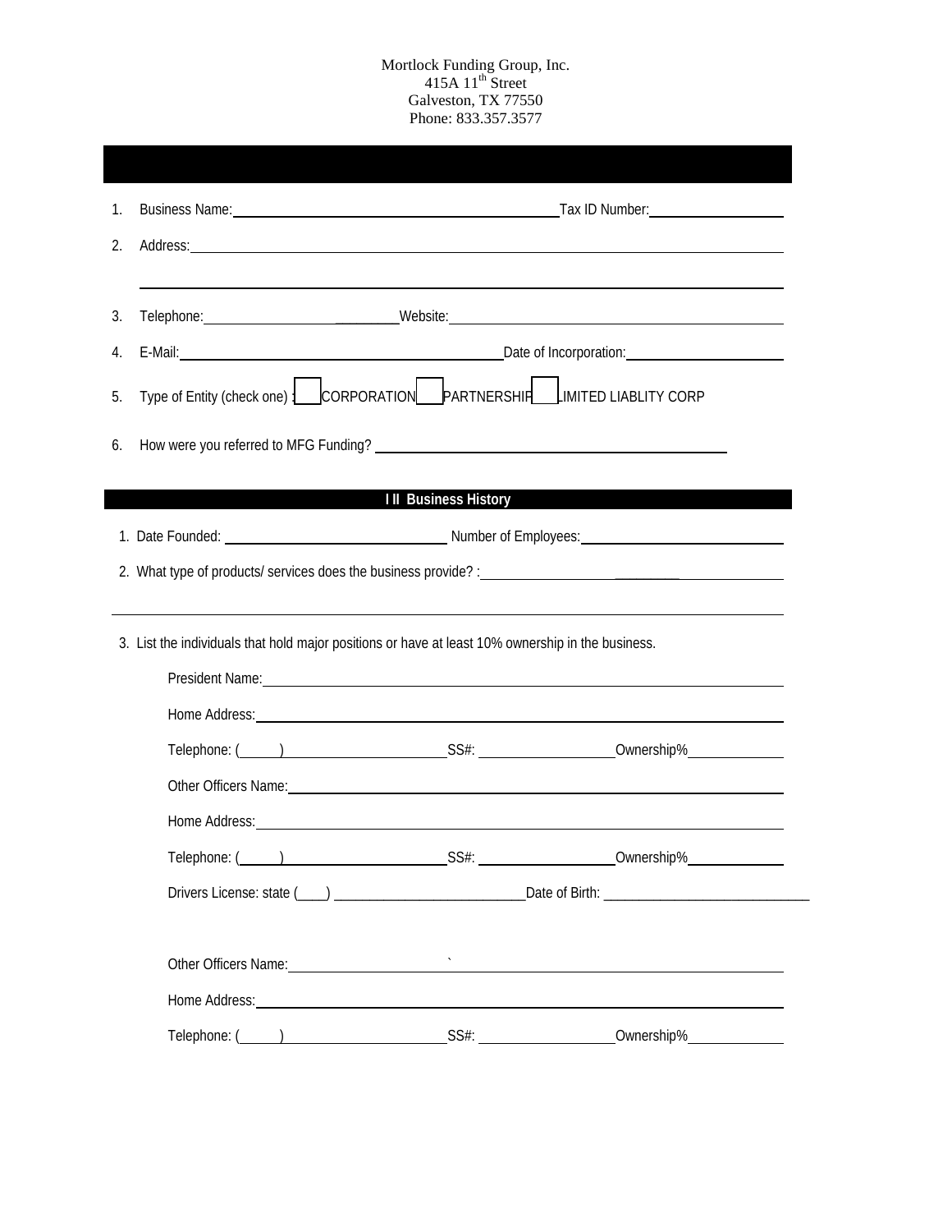Mortlock Funding Group, Inc.
415A 11th Street
Galveston, TX 77550
Phone: 833.357.3577

1. Business Name: ______________________ Tax ID Number: ______________
2. Address: ____________________________________________

   ____________________________________________
3. Telephone: ______________ Website: ______________________
4. E-Mail: ______________________ Date of Incorporation: ______________
5. Type of Entity (check one) : ☐ CORPORATION ☐ PARTNERSHIP ☐ LIMITED LIABLITY CORP
6. How were you referred to MFG Funding? ______________________

## I II Business History

1. Date Founded: ______________ Number of Employees: ______________
2. What type of products/ services does the business provide? : ______________________

   ____________________________________________
3. List the individuals that hold major positions or have at least 10% ownership in the business.

   President Name: ______________________

   Home Address: ______________________

   Telephone: (      ) ______________ SS#: ______________ Ownership% ______

   Other Officers Name: ______________________

   Home Address: ______________________

   Telephone: (      ) ______________ SS#: ______________ Ownership% ______

   Drivers License: state (____) ______________ Date of Birth: ______________

   Other Officers Name: ______________________

   Home Address: ______________________

   Telephone: (      ) ______________ SS#: ______________ Ownership% ______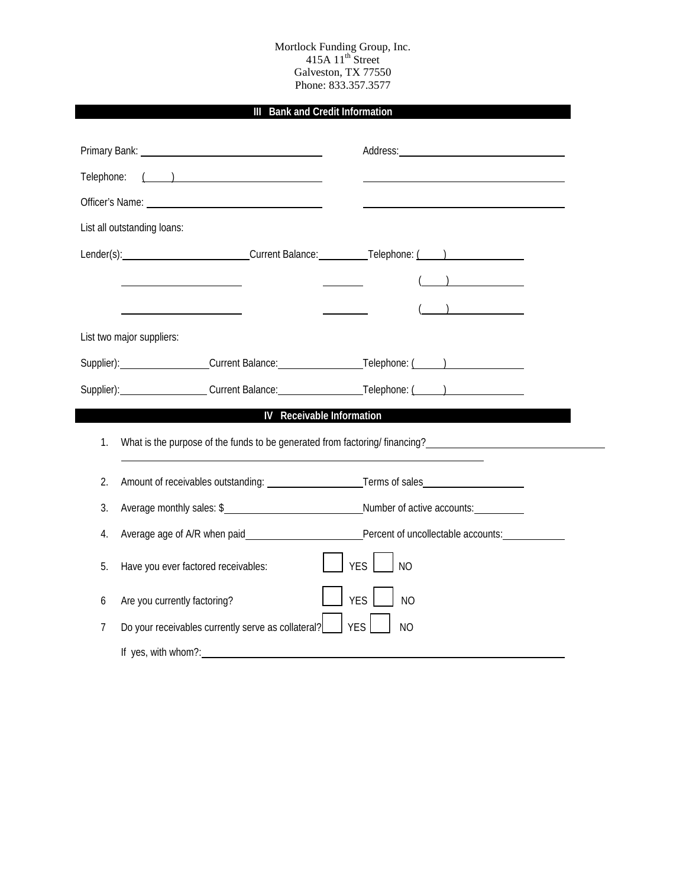Mortlock Funding Group, Inc.
415A 11th Street
Galveston, TX 77550
Phone: 833.357.3577

## III Bank and Credit Information

Primary Bank: ______________________________ Address: ______________________________

Telephone: ( ) ______________________________ ______________________________

Officer's Name: ______________________________ ______________________________

List all outstanding loans:

Lender(s): ____________________ Current Balance: __________ Telephone: ( ) __________

____________________ __________ ( ) __________

____________________ __________ ( ) __________

List two major suppliers:

Supplier): ______________ Current Balance: ______________ Telephone: ( ) __________

Supplier): ______________ Current Balance: ______________ Telephone: ( ) __________

## IV Receivable Information

1. What is the purpose of the funds to be generated from factoring/ financing? ______________________________
______________________________________________________________

2. Amount of receivables outstanding: ______________ Terms of sales ______________

3. Average monthly sales: $ ______________ Number of active accounts: __________

4. Average age of A/R when paid ______________ Percent of uncollectable accounts: __________

5. Have you ever factored receivables: ☐ YES ☐ NO

6 Are you currently factoring? ☐ YES ☐ NO

7 Do your receivables currently serve as collateral? ☐ YES ☐ NO

If yes, with whom?: ______________________________________________________________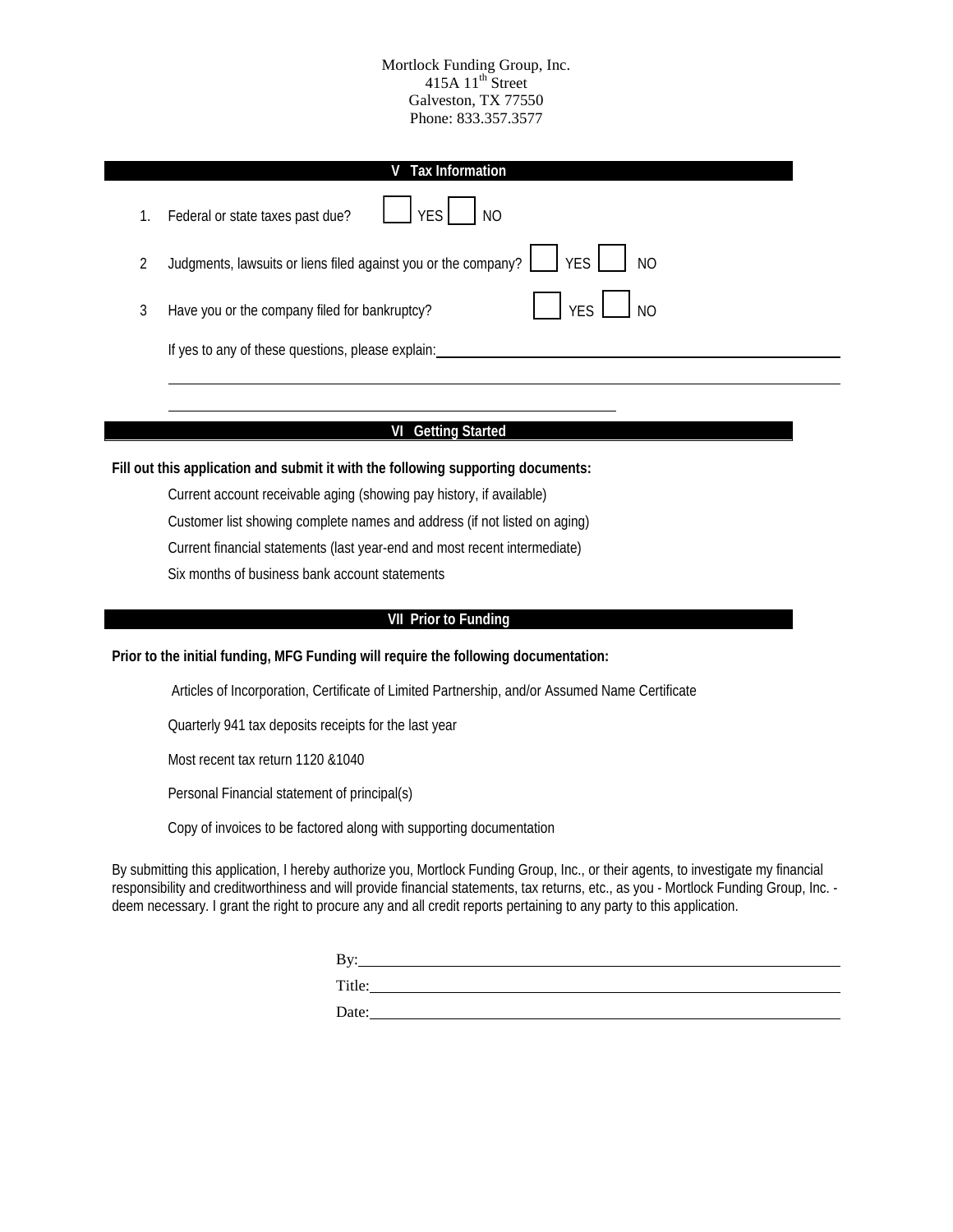Mortlock Funding Group, Inc.
415A 11th Street
Galveston, TX 77550
Phone: 833.357.3577

## V Tax Information

1. Federal or state taxes past due? ☐ YES ☐ NO

2 Judgments, lawsuits or liens filed against you or the company? ☐ YES ☐ NO

3 Have you or the company filed for bankruptcy? ☐ YES ☐ NO

If yes to any of these questions, please explain: ______________________________

______________________________________________________________________

______________________________________________

## VI Getting Started

**Fill out this application and submit it with the following supporting documents:**

Current account receivable aging (showing pay history, if available)

Customer list showing complete names and address (if not listed on aging)

Current financial statements (last year-end and most recent intermediate)

Six months of business bank account statements

## VII Prior to Funding

**Prior to the initial funding, MFG Funding will require the following documentation:**

Articles of Incorporation, Certificate of Limited Partnership, and/or Assumed Name Certificate

Quarterly 941 tax deposits receipts for the last year

Most recent tax return 1120 &1040

Personal Financial statement of principal(s)

Copy of invoices to be factored along with supporting documentation

By submitting this application, I hereby authorize you, Mortlock Funding Group, Inc., or their agents, to investigate my financial responsibility and creditworthiness and will provide financial statements, tax returns, etc., as you - Mortlock Funding Group, Inc. - deem necessary. I grant the right to procure any and all credit reports pertaining to any party to this application.

By: ______________________________

Title: ______________________________

Date: ______________________________